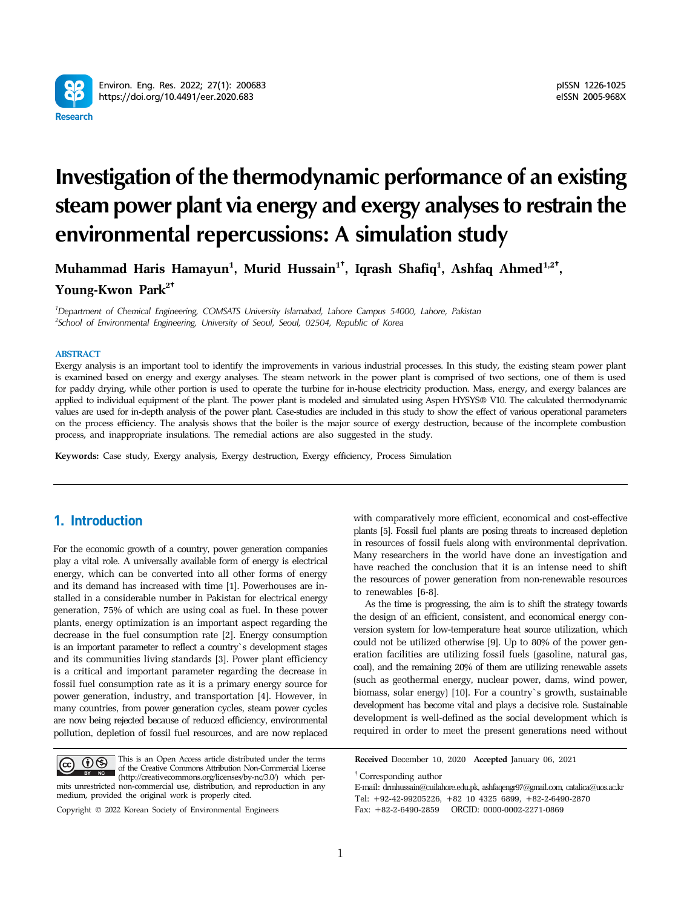# Investigation of the thermodynamic performance of an existing steam power plant via energy and exergy analyses to restrain the environmental repercussions: A simulation study

**Muhammad Haris Hamayun[1], Murid Hussain[1†], Iqrash Shafiq[1], Ashfaq Ahmed[1,2†], Young-Kwon Park[2†]**

[1]*Department of Chemical Engineering, COMSATS University Islamabad, Lahore Campus 54000, Lahore, Pakistan*
[2]*School of Environmental Engineering, University of Seoul, Seoul, 02504, Republic of Korea*

**ABSTRACT**

Exergy analysis is an important tool to identify the improvements in various industrial processes. In this study, the existing steam power plant is examined based on energy and exergy analyses. The steam network in the power plant is comprised of two sections, one of them is used for paddy drying, while other portion is used to operate the turbine for in-house electricity production. Mass, energy, and exergy balances are applied to individual equipment of the plant. The power plant is modeled and simulated using Aspen HYSYS® V10. The calculated thermodynamic values are used for in-depth analysis of the power plant. Case-studies are included in this study to show the effect of various operational parameters on the process efficiency. The analysis shows that the boiler is the major source of exergy destruction, because of the incomplete combustion process, and inappropriate insulations. The remedial actions are also suggested in the study.

**Keywords:** Case study, Exergy analysis, Exergy destruction, Exergy efficiency, Process Simulation

## 1. Introduction

For the economic growth of a country, power generation companies play a vital role. A universally available form of energy is electrical energy, which can be converted into all other forms of energy and its demand has increased with time [1]. Powerhouses are installed in a considerable number in Pakistan for electrical energy generation, 75% of which are using coal as fuel. In these power plants, energy optimization is an important aspect regarding the decrease in the fuel consumption rate [2]. Energy consumption is an important parameter to reflect a country`s development stages and its communities living standards [3]. Power plant efficiency is a critical and important parameter regarding the decrease in fossil fuel consumption rate as it is a primary energy source for power generation, industry, and transportation [4]. However, in many countries, from power generation cycles, steam power cycles are now being rejected because of reduced efficiency, environmental pollution, depletion of fossil fuel resources, and are now replaced with comparatively more efficient, economical and cost-effective plants [5]. Fossil fuel plants are posing threats to increased depletion in resources of fossil fuels along with environmental deprivation. Many researchers in the world have done an investigation and have reached the conclusion that it is an intense need to shift the resources of power generation from non-renewable resources to renewables [6-8].

As the time is progressing, the aim is to shift the strategy towards the design of an efficient, consistent, and economical energy conversion system for low-temperature heat source utilization, which could not be utilized otherwise [9]. Up to 80% of the power generation facilities are utilizing fossil fuels (gasoline, natural gas, coal), and the remaining 20% of them are utilizing renewable assets (such as geothermal energy, nuclear power, dams, wind power, biomass, solar energy) [10]. For a country`s growth, sustainable development has become vital and plays a decisive role. Sustainable development is well-defined as the social development which is required in order to meet the present generations need without

This is an Open Access article distributed under the terms of the Creative Commons Attribution Non-Commercial License (http://creativecommons.org/licenses/by-nc/3.0/) which permits unrestricted non-commercial use, distribution, and reproduction in any medium, provided the original work is properly cited.

Copyright © 2022 Korean Society of Environmental Engineers

**Received** December 10, 2020 **Accepted** January 06, 2021

† Corresponding author
E-mail: drmhussain@cuilahore.edu.pk, ashfaqengr97@gmail.com, catalica@uos.ac.kr
Tel: +92-42-99205226, +82 10 4325 6899, +82-2-6490-2870
Fax: +82-2-6490-2859 ORCID: 0000-0002-2271-0869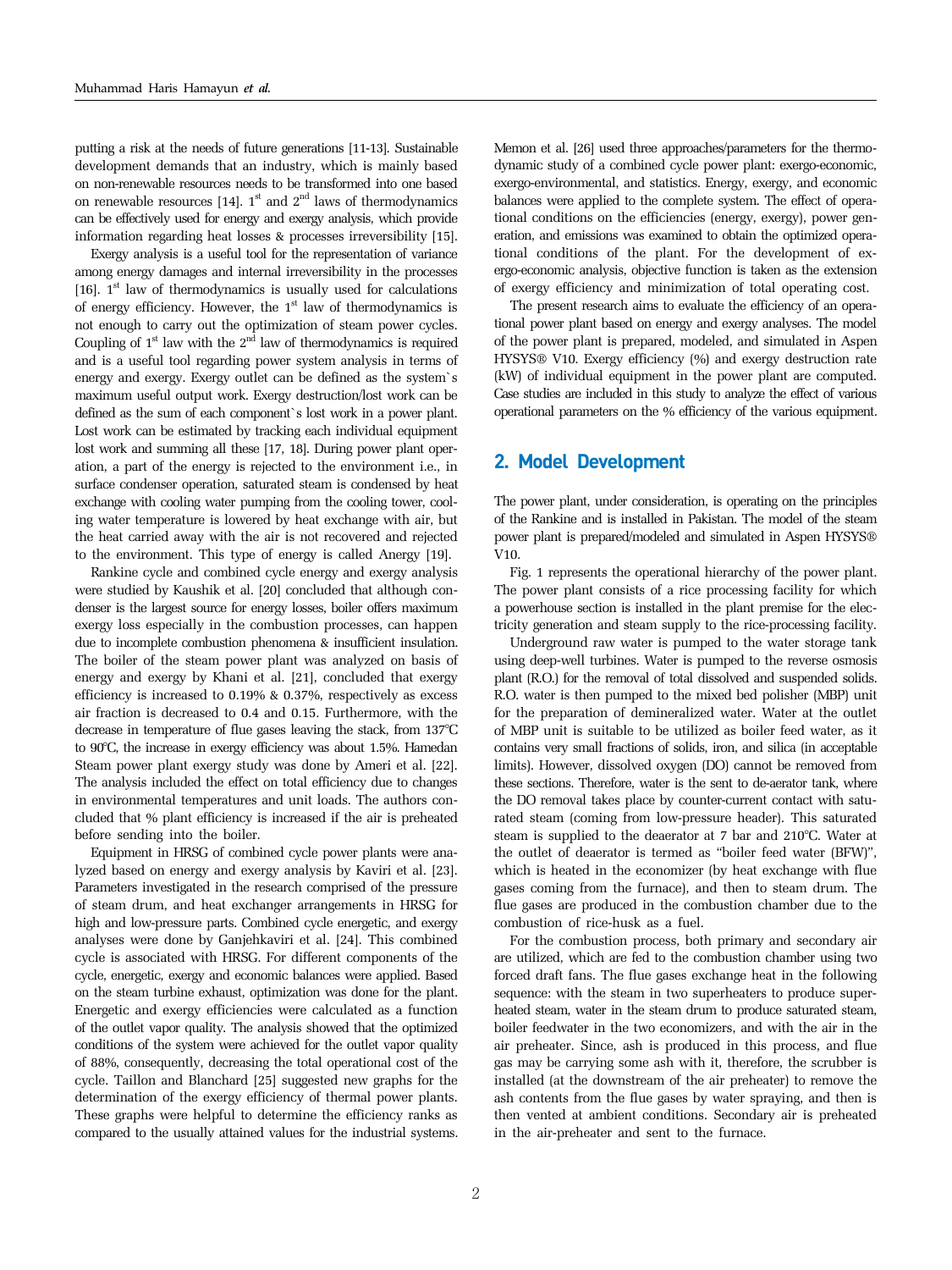putting a risk at the needs of future generations [11-13]. Sustainable development demands that an industry, which is mainly based on non-renewable resources needs to be transformed into one based on renewable resources [14]. 1st and 2nd laws of thermodynamics can be effectively used for energy and exergy analysis, which provide information regarding heat losses & processes irreversibility [15].

Exergy analysis is a useful tool for the representation of variance among energy damages and internal irreversibility in the processes [16]. 1st law of thermodynamics is usually used for calculations of energy efficiency. However, the 1st law of thermodynamics is not enough to carry out the optimization of steam power cycles. Coupling of 1st law with the 2nd law of thermodynamics is required and is a useful tool regarding power system analysis in terms of energy and exergy. Exergy outlet can be defined as the system`s maximum useful output work. Exergy destruction/lost work can be defined as the sum of each component`s lost work in a power plant. Lost work can be estimated by tracking each individual equipment lost work and summing all these [17, 18]. During power plant operation, a part of the energy is rejected to the environment i.e., in surface condenser operation, saturated steam is condensed by heat exchange with cooling water pumping from the cooling tower, cooling water temperature is lowered by heat exchange with air, but the heat carried away with the air is not recovered and rejected to the environment. This type of energy is called Anergy [19].

Rankine cycle and combined cycle energy and exergy analysis were studied by Kaushik et al. [20] concluded that although condenser is the largest source for energy losses, boiler offers maximum exergy loss especially in the combustion processes, can happen due to incomplete combustion phenomena & insufficient insulation. The boiler of the steam power plant was analyzed on basis of energy and exergy by Khani et al. [21], concluded that exergy efficiency is increased to 0.19% & 0.37%, respectively as excess air fraction is decreased to 0.4 and 0.15. Furthermore, with the decrease in temperature of flue gases leaving the stack, from 137℃ to 90℃, the increase in exergy efficiency was about 1.5%. Hamedan Steam power plant exergy study was done by Ameri et al. [22]. The analysis included the effect on total efficiency due to changes in environmental temperatures and unit loads. The authors concluded that % plant efficiency is increased if the air is preheated before sending into the boiler.

Equipment in HRSG of combined cycle power plants were analyzed based on energy and exergy analysis by Kaviri et al. [23]. Parameters investigated in the research comprised of the pressure of steam drum, and heat exchanger arrangements in HRSG for high and low-pressure parts. Combined cycle energetic, and exergy analyses were done by Ganjehkaviri et al. [24]. This combined cycle is associated with HRSG. For different components of the cycle, energetic, exergy and economic balances were applied. Based on the steam turbine exhaust, optimization was done for the plant. Energetic and exergy efficiencies were calculated as a function of the outlet vapor quality. The analysis showed that the optimized conditions of the system were achieved for the outlet vapor quality of 88%, consequently, decreasing the total operational cost of the cycle. Taillon and Blanchard [25] suggested new graphs for the determination of the exergy efficiency of thermal power plants. These graphs were helpful to determine the efficiency ranks as compared to the usually attained values for the industrial systems.

Memon et al. [26] used three approaches/parameters for the thermodynamic study of a combined cycle power plant: exergo-economic, exergo-environmental, and statistics. Energy, exergy, and economic balances were applied to the complete system. The effect of operational conditions on the efficiencies (energy, exergy), power generation, and emissions was examined to obtain the optimized operational conditions of the plant. For the development of exergo-economic analysis, objective function is taken as the extension of exergy efficiency and minimization of total operating cost.

The present research aims to evaluate the efficiency of an operational power plant based on energy and exergy analyses. The model of the power plant is prepared, modeled, and simulated in Aspen HYSYS® V10. Exergy efficiency (%) and exergy destruction rate (kW) of individual equipment in the power plant are computed. Case studies are included in this study to analyze the effect of various operational parameters on the % efficiency of the various equipment.

## 2. Model Development

The power plant, under consideration, is operating on the principles of the Rankine and is installed in Pakistan. The model of the steam power plant is prepared/modeled and simulated in Aspen HYSYS® V10.

Fig. 1 represents the operational hierarchy of the power plant. The power plant consists of a rice processing facility for which a powerhouse section is installed in the plant premise for the electricity generation and steam supply to the rice-processing facility.

Underground raw water is pumped to the water storage tank using deep-well turbines. Water is pumped to the reverse osmosis plant (R.O.) for the removal of total dissolved and suspended solids. R.O. water is then pumped to the mixed bed polisher (MBP) unit for the preparation of demineralized water. Water at the outlet of MBP unit is suitable to be utilized as boiler feed water, as it contains very small fractions of solids, iron, and silica (in acceptable limits). However, dissolved oxygen (DO) cannot be removed from these sections. Therefore, water is the sent to de-aerator tank, where the DO removal takes place by counter-current contact with saturated steam (coming from low-pressure header). This saturated steam is supplied to the deaerator at 7 bar and 210℃. Water at the outlet of deaerator is termed as "boiler feed water (BFW)", which is heated in the economizer (by heat exchange with flue gases coming from the furnace), and then to steam drum. The flue gases are produced in the combustion chamber due to the combustion of rice-husk as a fuel.

For the combustion process, both primary and secondary air are utilized, which are fed to the combustion chamber using two forced draft fans. The flue gases exchange heat in the following sequence: with the steam in two superheaters to produce superheated steam, water in the steam drum to produce saturated steam, boiler feedwater in the two economizers, and with the air in the air preheater. Since, ash is produced in this process, and flue gas may be carrying some ash with it, therefore, the scrubber is installed (at the downstream of the air preheater) to remove the ash contents from the flue gases by water spraying, and then is then vented at ambient conditions. Secondary air is preheated in the air-preheater and sent to the furnace.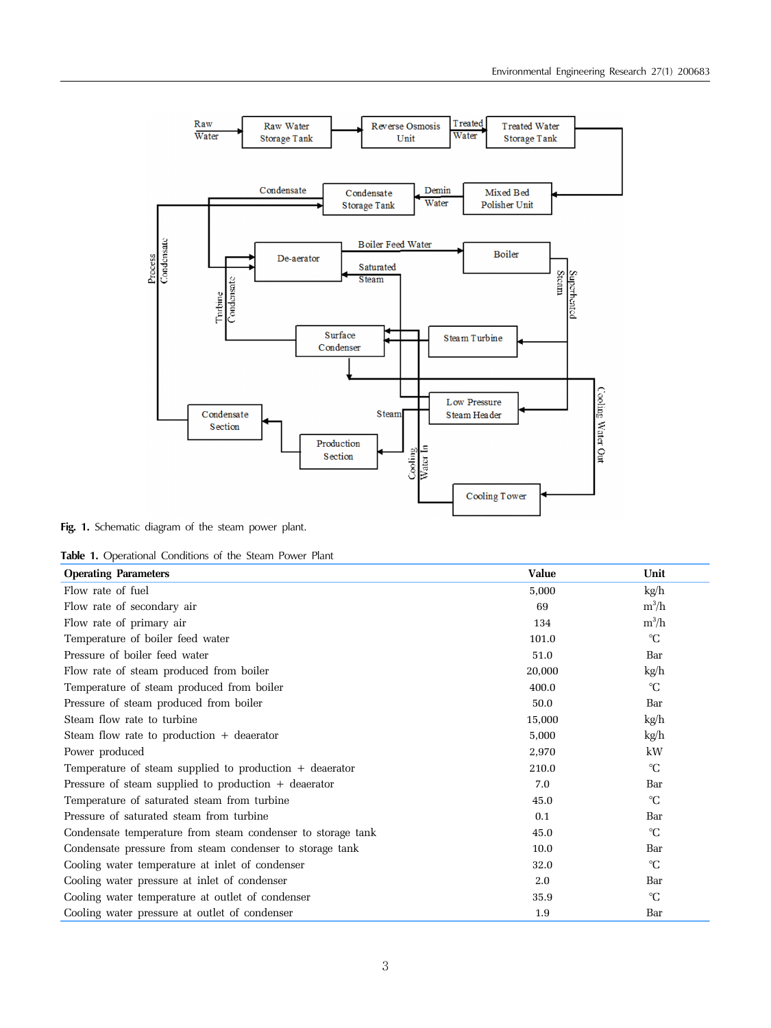Fig. 1. Schematic diagram of the steam power plant.

Table 1. Operational Conditions of the Steam Power Plant

| Operating Parameters | Value | Unit |
|---|---|---|
| Flow rate of fuel | 5,000 | kg/h |
| Flow rate of secondary air | 69 | $m^3/h$ |
| Flow rate of primary air | 134 | $m^3/h$ |
| Temperature of boiler feed water | 101.0 | ℃ |
| Pressure of boiler feed water | 51.0 | Bar |
| Flow rate of steam produced from boiler | 20,000 | kg/h |
| Temperature of steam produced from boiler | 400.0 | ℃ |
| Pressure of steam produced from boiler | 50.0 | Bar |
| Steam flow rate to turbine | 15,000 | kg/h |
| Steam flow rate to production + deaerator | 5,000 | kg/h |
| Power produced | 2,970 | kW |
| Temperature of steam supplied to production + deaerator | 210.0 | ℃ |
| Pressure of steam supplied to production + deaerator | 7.0 | Bar |
| Temperature of saturated steam from turbine | 45.0 | ℃ |
| Pressure of saturated steam from turbine | 0.1 | Bar |
| Condensate temperature from steam condenser to storage tank | 45.0 | ℃ |
| Condensate pressure from steam condenser to storage tank | 10.0 | Bar |
| Cooling water temperature at inlet of condenser | 32.0 | ℃ |
| Cooling water pressure at inlet of condenser | 2.0 | Bar |
| Cooling water temperature at outlet of condenser | 35.9 | ℃ |
| Cooling water pressure at outlet of condenser | 1.9 | Bar |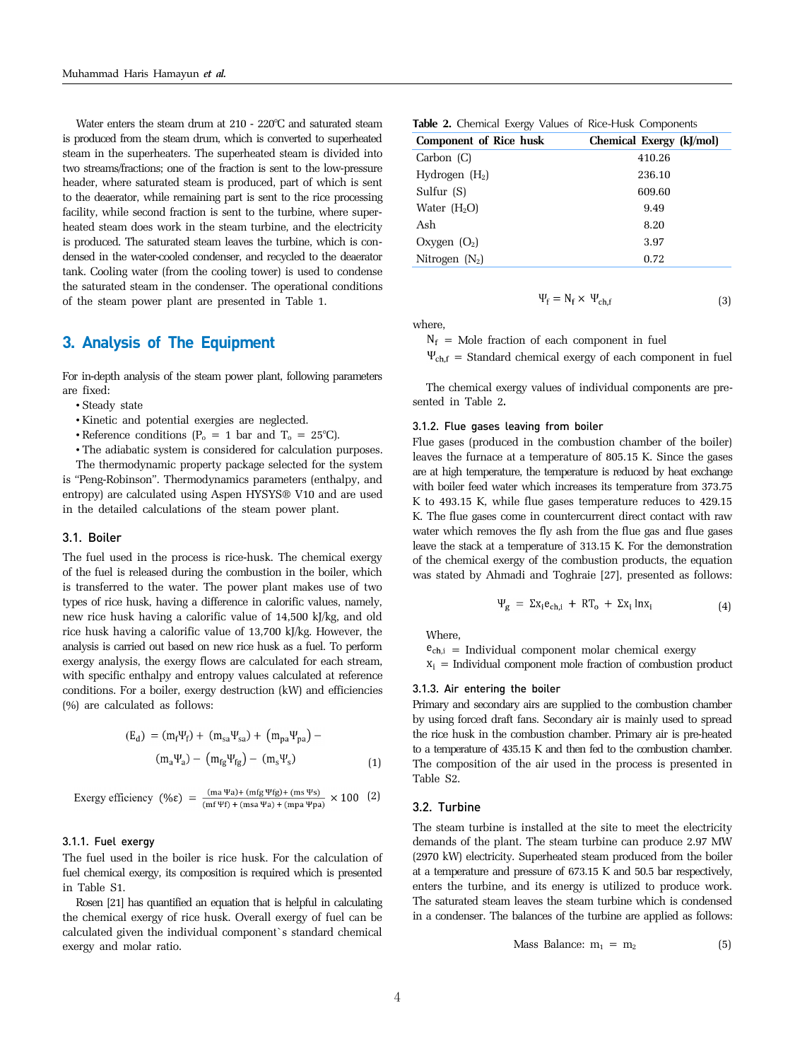Water enters the steam drum at 210 - 220℃ and saturated steam is produced from the steam drum, which is converted to superheated steam in the superheaters. The superheated steam is divided into two streams/fractions; one of the fraction is sent to the low-pressure header, where saturated steam is produced, part of which is sent to the deaerator, while remaining part is sent to the rice processing facility, while second fraction is sent to the turbine, where superheated steam does work in the steam turbine, and the electricity is produced. The saturated steam leaves the turbine, which is condensed in the water-cooled condenser, and recycled to the deaerator tank. Cooling water (from the cooling tower) is used to condense the saturated steam in the condenser. The operational conditions of the steam power plant are presented in Table 1.

## 3. Analysis of The Equipment

For in-depth analysis of the steam power plant, following parameters are fixed:

- Steady state
- Kinetic and potential exergies are neglected.
- Reference conditions ($P_o$ = 1 bar and $T_o$ = 25℃).
- The adiabatic system is considered for calculation purposes.

The thermodynamic property package selected for the system is "Peng-Robinson". Thermodynamics parameters (enthalpy, and entropy) are calculated using Aspen HYSYS® V10 and are used in the detailed calculations of the steam power plant.

### 3.1. Boiler

The fuel used in the process is rice-husk. The chemical exergy of the fuel is released during the combustion in the boiler, which is transferred to the water. The power plant makes use of two types of rice husk, having a difference in calorific values, namely, new rice husk having a calorific value of 14,500 kJ/kg, and old rice husk having a calorific value of 13,700 kJ/kg. However, the analysis is carried out based on new rice husk as a fuel. To perform exergy analysis, the exergy flows are calculated for each stream, with specific enthalpy and entropy values calculated at reference conditions. For a boiler, exergy destruction (kW) and efficiencies (%) are calculated as follows:

$$(E_d) = (m_f\Psi_f) + (m_{sa}\Psi_{sa}) + (m_{pa}\Psi_{pa}) - (m_a\Psi_a) - (m_{fg}\Psi_{fg}) - (m_s\Psi_s) \quad (1)$$

$$\text{Exergy efficiency } (\%\varepsilon) = \frac{(m_a\Psi_a) + (m_{fg}\Psi_{fg}) + (m_s\Psi_s)}{(m_f\Psi_f) + (m_{sa}\Psi_a) + (m_{pa}\Psi_{pa})} \times 100 \quad (2)$$

#### 3.1.1. Fuel exergy

The fuel used in the boiler is rice husk. For the calculation of fuel chemical exergy, its composition is required which is presented in Table S1.

Rosen [21] has quantified an equation that is helpful in calculating the chemical exergy of rice husk. Overall exergy of fuel can be calculated given the individual component`s standard chemical exergy and molar ratio.

**Table 2.** Chemical Exergy Values of Rice-Husk Components

| Component of Rice husk | Chemical Exergy (kJ/mol) |
|---|---|
| Carbon (C) | 410.26 |
| Hydrogen ($H_2$) | 236.10 |
| Sulfur (S) | 609.60 |
| Water ($H_2O$) | 9.49 |
| Ash | 8.20 |
| Oxygen ($O_2$) | 3.97 |
| Nitrogen ($N_2$) | 0.72 |

$$\Psi_f = N_f \times \Psi_{ch,f} \quad (3)$$

where,

$N_f$ = Mole fraction of each component in fuel

$\Psi_{ch,f}$ = Standard chemical exergy of each component in fuel

The chemical exergy values of individual components are presented in Table 2.

#### 3.1.2. Flue gases leaving from boiler

Flue gases (produced in the combustion chamber of the boiler) leaves the furnace at a temperature of 805.15 K. Since the gases are at high temperature, the temperature is reduced by heat exchange with boiler feed water which increases its temperature from 373.75 K to 493.15 K, while flue gases temperature reduces to 429.15 K. The flue gases come in countercurrent direct contact with raw water which removes the fly ash from the flue gas and flue gases leave the stack at a temperature of 313.15 K. For the demonstration of the chemical exergy of the combustion products, the equation was stated by Ahmadi and Toghraie [27], presented as follows:

$$\Psi_g = \Sigma x_i e_{ch,i} + RT_o + \Sigma x_i \ln x_i \quad (4)$$

Where,

$e_{ch,i}$ = Individual component molar chemical exergy

$x_i$ = Individual component mole fraction of combustion product

#### 3.1.3. Air entering the boiler

Primary and secondary airs are supplied to the combustion chamber by using forced draft fans. Secondary air is mainly used to spread the rice husk in the combustion chamber. Primary air is pre-heated to a temperature of 435.15 K and then fed to the combustion chamber. The composition of the air used in the process is presented in Table S2.

### 3.2. Turbine

The steam turbine is installed at the site to meet the electricity demands of the plant. The steam turbine can produce 2.97 MW (2970 kW) electricity. Superheated steam produced from the boiler at a temperature and pressure of 673.15 K and 50.5 bar respectively, enters the turbine, and its energy is utilized to produce work. The saturated steam leaves the steam turbine which is condensed in a condenser. The balances of the turbine are applied as follows:

$$\text{Mass Balance: } m_1 = m_2 \quad (5)$$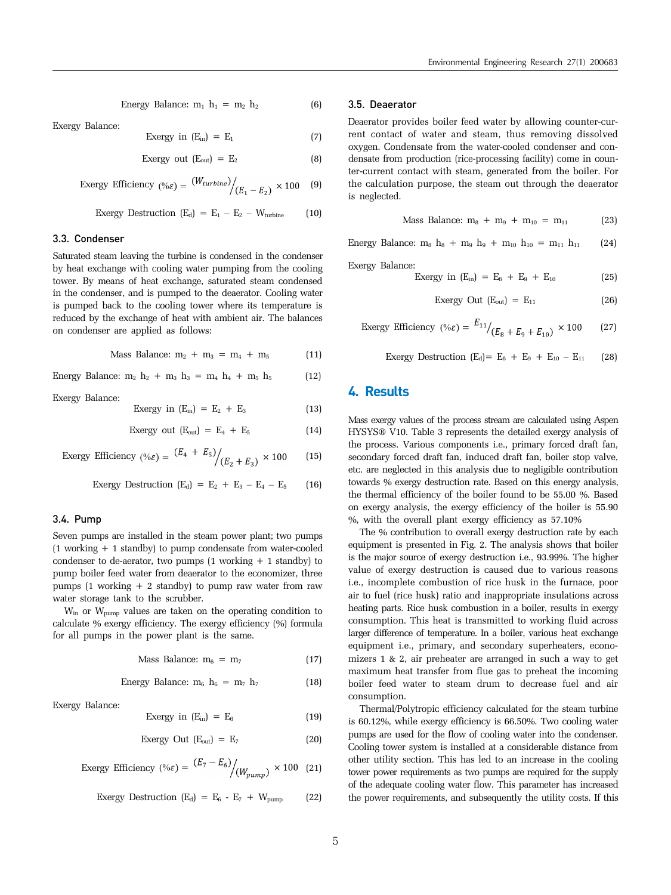$$\text{Energy Balance: } m_1 h_1 = m_2 h_2 \quad (6)$$

Exergy Balance:

$$\text{Exergy in } (E_{in}) = E_1 \quad (7)$$

$$\text{Exergy out } (E_{out}) = E_2 \quad (8)$$

$$\text{Exergy Efficiency } (\%\varepsilon) = {(W_{turbine})}/{(E_1 - E_2)} \times 100 \quad (9)$$

$$\text{Exergy Destruction } (E_d) = E_1 - E_2 - W_{turbine} \quad (10)$$

### 3.3. Condenser

Saturated steam leaving the turbine is condensed in the condenser by heat exchange with cooling water pumping from the cooling tower. By means of heat exchange, saturated steam condensed in the condenser, and is pumped to the deaerator. Cooling water is pumped back to the cooling tower where its temperature is reduced by the exchange of heat with ambient air. The balances on condenser are applied as follows:

$$\text{Mass Balance: } m_2 + m_3 = m_4 + m_5 \quad (11)$$

$$\text{Energy Balance: } m_2 h_2 + m_3 h_3 = m_4 h_4 + m_5 h_5 \quad (12)$$

Exergy Balance:

$$\text{Exergy in } (E_{in}) = E_2 + E_3 \quad (13)$$

$$\text{Exergy out } (E_{out}) = E_4 + E_5 \quad (14)$$

$$\text{Exergy Efficiency } (\%\varepsilon) = {(E_4 + E_5)}/{(E_2 + E_3)} \times 100 \quad (15)$$

$$\text{Exergy Destruction } (E_d) = E_2 + E_3 - E_4 - E_5 \quad (16)$$

### 3.4. Pump

Seven pumps are installed in the steam power plant; two pumps (1 working + 1 standby) to pump condensate from water-cooled condenser to de-aerator, two pumps (1 working + 1 standby) to pump boiler feed water from deaerator to the economizer, three pumps (1 working + 2 standby) to pump raw water from raw water storage tank to the scrubber.

$W_{in}$ or $W_{pump}$ values are taken on the operating condition to calculate % exergy efficiency. The exergy efficiency (%) formula for all pumps in the power plant is the same.

$$\text{Mass Balance: } m_6 = m_7 \quad (17)$$

$$\text{Energy Balance: } m_6 h_6 = m_7 h_7 \quad (18)$$

Exergy Balance:

$$\text{Exergy in } (E_{in}) = E_6 \quad (19)$$

$$\text{Exergy Out } (E_{out}) = E_7 \quad (20)$$

$$\text{Exergy Efficiency } (\%\varepsilon) = {(E_7 - E_6)}/{(W_{pump})} \times 100 \quad (21)$$

$$\text{Exergy Destruction } (E_d) = E_6 - E_7 + W_{pump} \quad (22)$$

### 3.5. Deaerator

Deaerator provides boiler feed water by allowing counter-current contact of water and steam, thus removing dissolved oxygen. Condensate from the water-cooled condenser and condensate from production (rice-processing facility) come in counter-current contact with steam, generated from the boiler. For the calculation purpose, the steam out through the deaerator is neglected.

$$\text{Mass Balance: } m_8 + m_9 + m_{10} = m_{11} \quad (23)$$

$$\text{Energy Balance: } m_8 h_8 + m_9 h_9 + m_{10} h_{10} = m_{11} h_{11} \quad (24)$$

Exergy Balance:

$$\text{Exergy in } (E_{in}) = E_8 + E_9 + E_{10} \quad (25)$$

$$\text{Exergy Out } (E_{out}) = E_{11} \quad (26)$$

$$\text{Exergy Efficiency } (\%\varepsilon) = {E_{11}}/{(E_8 + E_9 + E_{10})} \times 100 \quad (27)$$

$$\text{Exergy Destruction } (E_d) = E_8 + E_9 + E_{10} - E_{11} \quad (28)$$

## 4. Results

Mass exergy values of the process stream are calculated using Aspen HYSYS® V10. Table 3 represents the detailed exergy analysis of the process. Various components i.e., primary forced draft fan, secondary forced draft fan, induced draft fan, boiler stop valve, etc. are neglected in this analysis due to negligible contribution towards % exergy destruction rate. Based on this energy analysis, the thermal efficiency of the boiler found to be 55.00 %. Based on exergy analysis, the exergy efficiency of the boiler is 55.90 %, with the overall plant exergy efficiency as 57.10%

The % contribution to overall exergy destruction rate by each equipment is presented in Fig. 2. The analysis shows that boiler is the major source of exergy destruction i.e., 93.99%. The higher value of exergy destruction is caused due to various reasons i.e., incomplete combustion of rice husk in the furnace, poor air to fuel (rice husk) ratio and inappropriate insulations across heating parts. Rice husk combustion in a boiler, results in exergy consumption. This heat is transmitted to working fluid across larger difference of temperature. In a boiler, various heat exchange equipment i.e., primary, and secondary superheaters, economizers 1 & 2, air preheater are arranged in such a way to get maximum heat transfer from flue gas to preheat the incoming boiler feed water to steam drum to decrease fuel and air consumption.

Thermal/Polytropic efficiency calculated for the steam turbine is 60.12%, while exergy efficiency is 66.50%. Two cooling water pumps are used for the flow of cooling water into the condenser. Cooling tower system is installed at a considerable distance from other utility section. This has led to an increase in the cooling tower power requirements as two pumps are required for the supply of the adequate cooling water flow. This parameter has increased the power requirements, and subsequently the utility costs. If this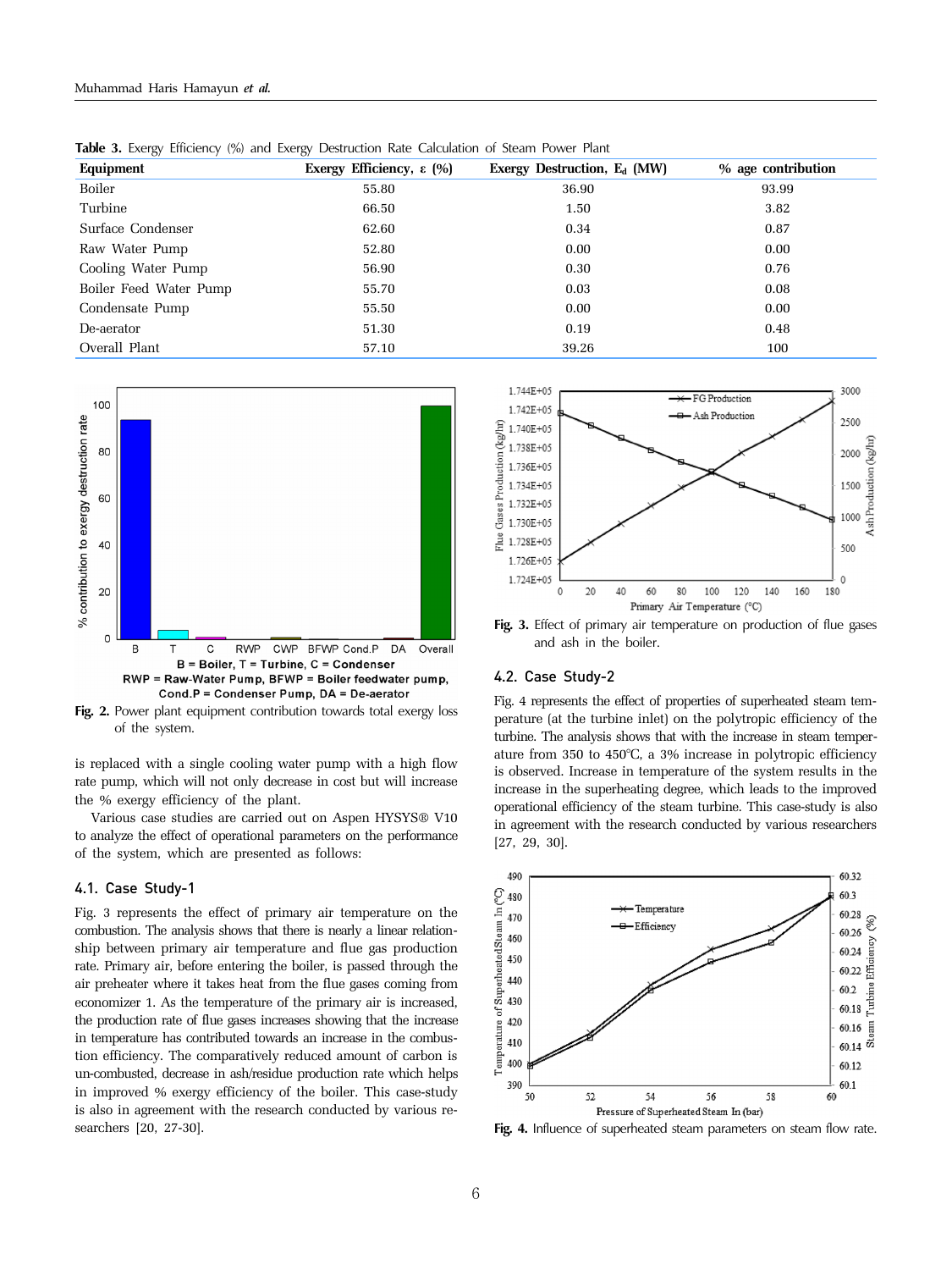**Table 3.** Exergy Efficiency (%) and Exergy Destruction Rate Calculation of Steam Power Plant

| Equipment | Exergy Efficiency, ε (%) | Exergy Destruction, $E_d$ (MW) | % age contribution |
|---|---|---|---|
| Boiler | 55.80 | 36.90 | 93.99 |
| Turbine | 66.50 | 1.50 | 3.82 |
| Surface Condenser | 62.60 | 0.34 | 0.87 |
| Raw Water Pump | 52.80 | 0.00 | 0.00 |
| Cooling Water Pump | 56.90 | 0.30 | 0.76 |
| Boiler Feed Water Pump | 55.70 | 0.03 | 0.08 |
| Condensate Pump | 55.50 | 0.00 | 0.00 |
| De-aerator | 51.30 | 0.19 | 0.48 |
| Overall Plant | 57.10 | 39.26 | 100 |

B = Boiler, T = Turbine, C = Condenser
RWP = Raw-Water Pump, BFWP = Boiler feedwater pump, Cond.P = Condenser Pump, DA = De-aerator

**Fig. 2.** Power plant equipment contribution towards total exergy loss of the system.

is replaced with a single cooling water pump with a high flow rate pump, which will not only decrease in cost but will increase the % exergy efficiency of the plant.

Various case studies are carried out on Aspen HYSYS® V10 to analyze the effect of operational parameters on the performance of the system, which are presented as follows:

### 4.1. Case Study-1

Fig. 3 represents the effect of primary air temperature on the combustion. The analysis shows that there is nearly a linear relationship between primary air temperature and flue gas production rate. Primary air, before entering the boiler, is passed through the air preheater where it takes heat from the flue gases coming from economizer 1. As the temperature of the primary air is increased, the production rate of flue gases increases showing that the increase in temperature has contributed towards an increase in the combustion efficiency. The comparatively reduced amount of carbon is un-combusted, decrease in ash/residue production rate which helps in improved % exergy efficiency of the boiler. This case-study is also in agreement with the research conducted by various researchers [20, 27-30].

**Fig. 3.** Effect of primary air temperature on production of flue gases and ash in the boiler.

### 4.2. Case Study-2

Fig. 4 represents the effect of properties of superheated steam temperature (at the turbine inlet) on the polytropic efficiency of the turbine. The analysis shows that with the increase in steam temperature from 350 to 450℃, a 3% increase in polytropic efficiency is observed. Increase in temperature of the system results in the increase in the superheating degree, which leads to the improved operational efficiency of the steam turbine. This case-study is also in agreement with the research conducted by various researchers [27, 29, 30].

**Fig. 4.** Influence of superheated steam parameters on steam flow rate.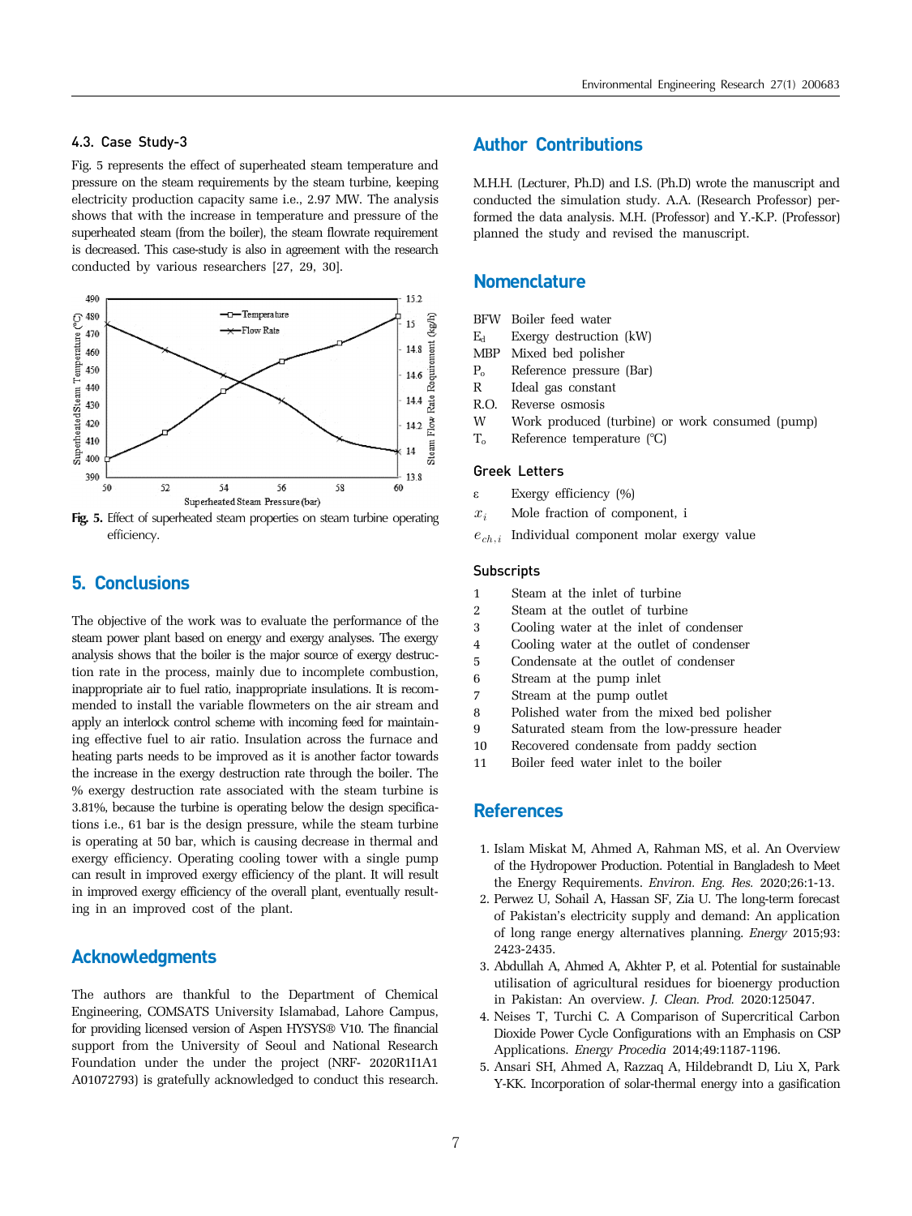### 4.3. Case Study-3

Fig. 5 represents the effect of superheated steam temperature and pressure on the steam requirements by the steam turbine, keeping electricity production capacity same i.e., 2.97 MW. The analysis shows that with the increase in temperature and pressure of the superheated steam (from the boiler), the steam flowrate requirement is decreased. This case-study is also in agreement with the research conducted by various researchers [27, 29, 30].

**Fig. 5.** Effect of superheated steam properties on steam turbine operating efficiency.

## 5. Conclusions

The objective of the work was to evaluate the performance of the steam power plant based on energy and exergy analyses. The exergy analysis shows that the boiler is the major source of exergy destruction rate in the process, mainly due to incomplete combustion, inappropriate air to fuel ratio, inappropriate insulations. It is recommended to install the variable flowmeters on the air stream and apply an interlock control scheme with incoming feed for maintaining effective fuel to air ratio. Insulation across the furnace and heating parts needs to be improved as it is another factor towards the increase in the exergy destruction rate through the boiler. The % exergy destruction rate associated with the steam turbine is 3.81%, because the turbine is operating below the design specifications i.e., 61 bar is the design pressure, while the steam turbine is operating at 50 bar, which is causing decrease in thermal and exergy efficiency. Operating cooling tower with a single pump can result in improved exergy efficiency of the plant. It will result in improved exergy efficiency of the overall plant, eventually resulting in an improved cost of the plant.

## Acknowledgments

The authors are thankful to the Department of Chemical Engineering, COMSATS University Islamabad, Lahore Campus, for providing licensed version of Aspen HYSYS® V10. The financial support from the University of Seoul and National Research Foundation under the under the project (NRF- 2020R1I1A1 A01072793) is gratefully acknowledged to conduct this research.

## Author Contributions

M.H.H. (Lecturer, Ph.D) and I.S. (Ph.D) wrote the manuscript and conducted the simulation study. A.A. (Research Professor) performed the data analysis. M.H. (Professor) and Y.-K.P. (Professor) planned the study and revised the manuscript.

## Nomenclature

- BFW Boiler feed water
- $E_d$ Exergy destruction (kW)
- MBP Mixed bed polisher
- $P_o$ Reference pressure (Bar)
- R Ideal gas constant
- R.O. Reverse osmosis
- W Work produced (turbine) or work consumed (pump)
- $T_o$ Reference temperature (℃)

### Greek Letters

- $\varepsilon$ Exergy efficiency (%)
- $x_i$ Mole fraction of component, i
- $e_{ch,i}$ Individual component molar exergy value

### Subscripts

- 1 Steam at the inlet of turbine
- 2 Steam at the outlet of turbine
- 3 Cooling water at the inlet of condenser
- 4 Cooling water at the outlet of condenser
- 5 Condensate at the outlet of condenser
- 6 Stream at the pump inlet
- 7 Stream at the pump outlet
- 8 Polished water from the mixed bed polisher
- 9 Saturated steam from the low-pressure header
- 10 Recovered condensate from paddy section
- 11 Boiler feed water inlet to the boiler

## References

1. Islam Miskat M, Ahmed A, Rahman MS, et al. An Overview of the Hydropower Production. Potential in Bangladesh to Meet the Energy Requirements. *Environ. Eng. Res.* 2020;26:1-13.
2. Perwez U, Sohail A, Hassan SF, Zia U. The long-term forecast of Pakistan's electricity supply and demand: An application of long range energy alternatives planning. *Energy* 2015;93: 2423-2435.
3. Abdullah A, Ahmed A, Akhter P, et al. Potential for sustainable utilisation of agricultural residues for bioenergy production in Pakistan: An overview. *J. Clean. Prod.* 2020:125047.
4. Neises T, Turchi C. A Comparison of Supercritical Carbon Dioxide Power Cycle Configurations with an Emphasis on CSP Applications. *Energy Procedia* 2014;49:1187-1196.
5. Ansari SH, Ahmed A, Razzaq A, Hildebrandt D, Liu X, Park Y-KK. Incorporation of solar-thermal energy into a gasification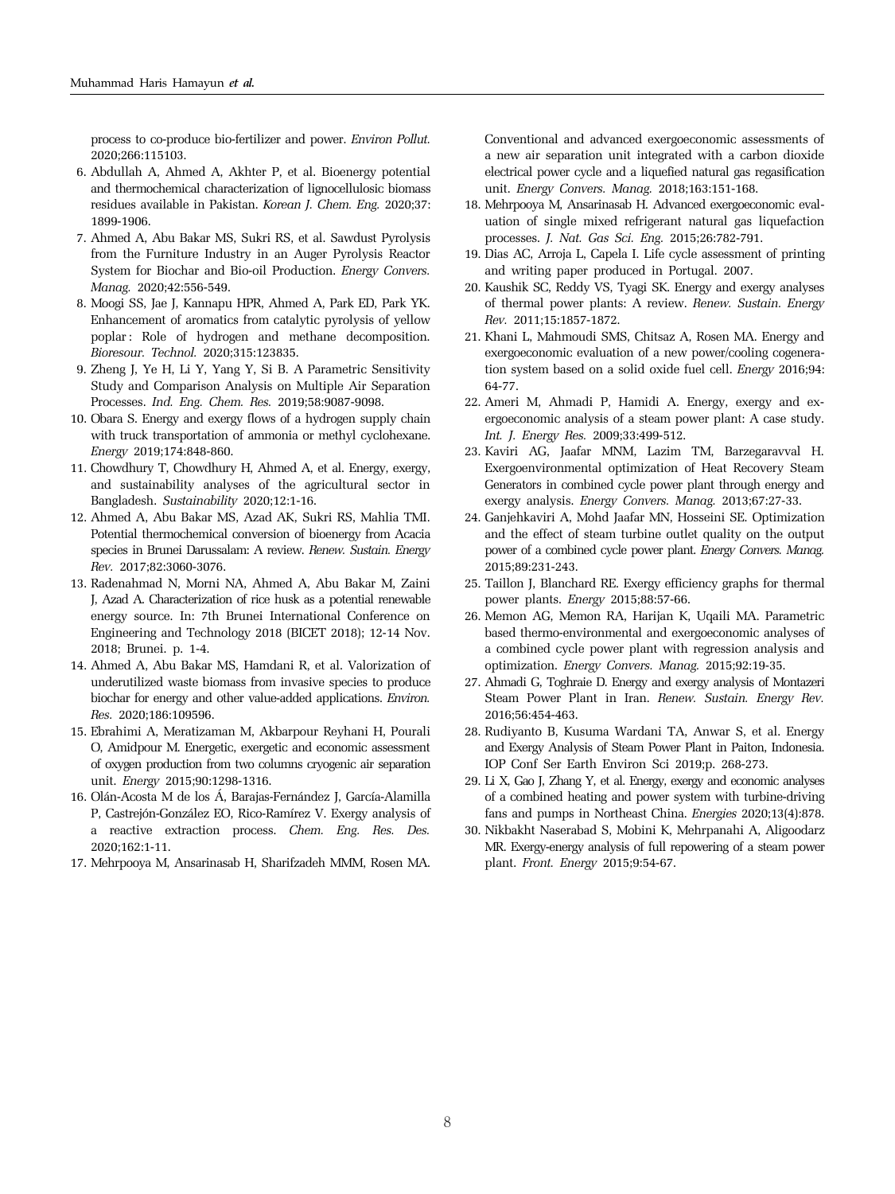process to co-produce bio-fertilizer and power. *Environ Pollut.* 2020;266:115103.

6. Abdullah A, Ahmed A, Akhter P, et al. Bioenergy potential and thermochemical characterization of lignocellulosic biomass residues available in Pakistan. *Korean J. Chem. Eng.* 2020;37:1899-1906.
7. Ahmed A, Abu Bakar MS, Sukri RS, et al. Sawdust Pyrolysis from the Furniture Industry in an Auger Pyrolysis Reactor System for Biochar and Bio-oil Production. *Energy Convers. Manag.* 2020;42:556-549.
8. Moogi SS, Jae J, Kannapu HPR, Ahmed A, Park ED, Park YK. Enhancement of aromatics from catalytic pyrolysis of yellow poplar: Role of hydrogen and methane decomposition. *Bioresour. Technol.* 2020;315:123835.
9. Zheng J, Ye H, Li Y, Yang Y, Si B. A Parametric Sensitivity Study and Comparison Analysis on Multiple Air Separation Processes. *Ind. Eng. Chem. Res.* 2019;58:9087-9098.
10. Obara S. Energy and exergy flows of a hydrogen supply chain with truck transportation of ammonia or methyl cyclohexane. *Energy* 2019;174:848-860.
11. Chowdhury T, Chowdhury H, Ahmed A, et al. Energy, exergy, and sustainability analyses of the agricultural sector in Bangladesh. *Sustainability* 2020;12:1-16.
12. Ahmed A, Abu Bakar MS, Azad AK, Sukri RS, Mahlia TMI. Potential thermochemical conversion of bioenergy from Acacia species in Brunei Darussalam: A review. *Renew. Sustain. Energy Rev.* 2017;82:3060-3076.
13. Radenahmad N, Morni NA, Ahmed A, Abu Bakar M, Zaini J, Azad A. Characterization of rice husk as a potential renewable energy source. In: 7th Brunei International Conference on Engineering and Technology 2018 (BICET 2018); 12-14 Nov. 2018; Brunei. p. 1-4.
14. Ahmed A, Abu Bakar MS, Hamdani R, et al. Valorization of underutilized waste biomass from invasive species to produce biochar for energy and other value-added applications. *Environ. Res.* 2020;186:109596.
15. Ebrahimi A, Meratizaman M, Akbarpour Reyhani H, Pourali O, Amidpour M. Energetic, exergetic and economic assessment of oxygen production from two columns cryogenic air separation unit. *Energy* 2015;90:1298-1316.
16. Olán-Acosta M de los Á, Barajas-Fernández J, García-Alamilla P, Castrejón-González EO, Rico-Ramírez V. Exergy analysis of a reactive extraction process. *Chem. Eng. Res. Des.* 2020;162:1-11.
17. Mehrpooya M, Ansarinasab H, Sharifzadeh MMM, Rosen MA. Conventional and advanced exergoeconomic assessments of a new air separation unit integrated with a carbon dioxide electrical power cycle and a liquefied natural gas regasification unit. *Energy Convers. Manag.* 2018;163:151-168.
18. Mehrpooya M, Ansarinasab H. Advanced exergoeconomic evaluation of single mixed refrigerant natural gas liquefaction processes. *J. Nat. Gas Sci. Eng.* 2015;26:782-791.
19. Dias AC, Arroja L, Capela I. Life cycle assessment of printing and writing paper produced in Portugal. 2007.
20. Kaushik SC, Reddy VS, Tyagi SK. Energy and exergy analyses of thermal power plants: A review. *Renew. Sustain. Energy Rev.* 2011;15:1857-1872.
21. Khani L, Mahmoudi SMS, Chitsaz A, Rosen MA. Energy and exergoeconomic evaluation of a new power/cooling cogeneration system based on a solid oxide fuel cell. *Energy* 2016;94:64-77.
22. Ameri M, Ahmadi P, Hamidi A. Energy, exergy and exergoeconomic analysis of a steam power plant: A case study. *Int. J. Energy Res.* 2009;33:499-512.
23. Kaviri AG, Jaafar MNM, Lazim TM, Barzegaravval H. Exergoenvironmental optimization of Heat Recovery Steam Generators in combined cycle power plant through energy and exergy analysis. *Energy Convers. Manag.* 2013;67:27-33.
24. Ganjehkaviri A, Mohd Jaafar MN, Hosseini SE. Optimization and the effect of steam turbine outlet quality on the output power of a combined cycle power plant. *Energy Convers. Manag.* 2015;89:231-243.
25. Taillon J, Blanchard RE. Exergy efficiency graphs for thermal power plants. *Energy* 2015;88:57-66.
26. Memon AG, Memon RA, Harijan K, Uqaili MA. Parametric based thermo-environmental and exergoeconomic analyses of a combined cycle power plant with regression analysis and optimization. *Energy Convers. Manag.* 2015;92:19-35.
27. Ahmadi G, Toghraie D. Energy and exergy analysis of Montazeri Steam Power Plant in Iran. *Renew. Sustain. Energy Rev.* 2016;56:454-463.
28. Rudiyanto B, Kusuma Wardani TA, Anwar S, et al. Energy and Exergy Analysis of Steam Power Plant in Paiton, Indonesia. IOP Conf Ser Earth Environ Sci 2019;p. 268-273.
29. Li X, Gao J, Zhang Y, et al. Energy, exergy and economic analyses of a combined heating and power system with turbine-driving fans and pumps in Northeast China. *Energies* 2020;13(4):878.
30. Nikbakht Naserabad S, Mobini K, Mehrpanahi A, Aligoodarz MR. Exergy-energy analysis of full repowering of a steam power plant. *Front. Energy* 2015;9:54-67.